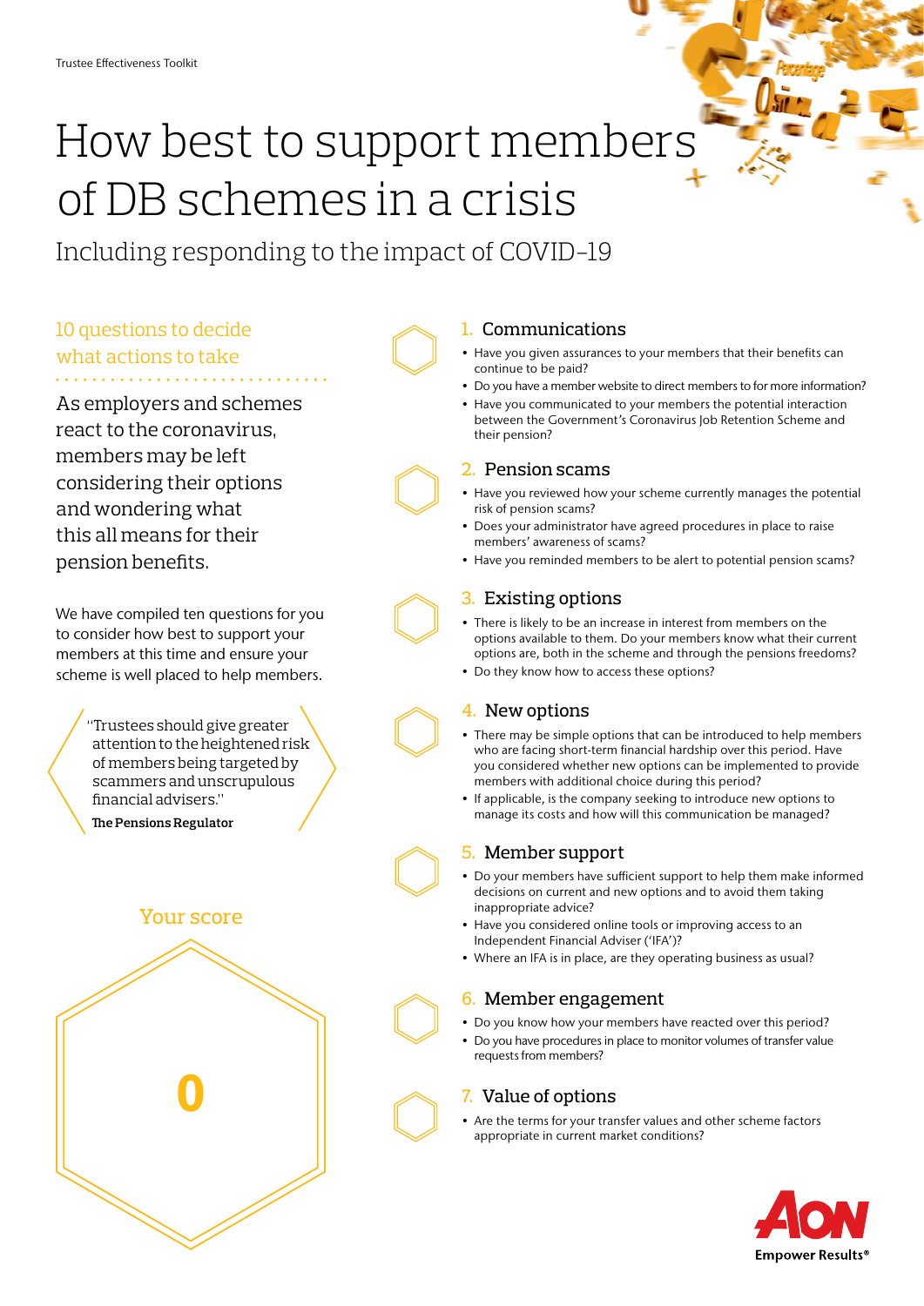Trustee Effectiveness Toolkit

# How best to support members of DB schemes in a crisis

## Including responding to the impact of COVID–19

### 10 questions to decide what actions to take

As employers and schemes react to the coronavirus, members may be left considering their options and wondering what this all means for their pension benefits.

We have compiled ten questions for you to consider how best to support your members at this time and ensure your scheme is well placed to help members.

> "Trustees should give greater attention to the heightened risk of members being targeted by scammers and unscrupulous financial advisers."
>
> **The Pensions Regulator**

### 1. Communications

- Have you given assurances to your members that their benefits can continue to be paid?
- Do you have a member website to direct members to for more information?
- Have you communicated to your members the potential interaction between the Government's Coronavirus Job Retention Scheme and their pension?

### 2. Pension scams

- Have you reviewed how your scheme currently manages the potential risk of pension scams?
- Does your administrator have agreed procedures in place to raise members' awareness of scams?
- Have you reminded members to be alert to potential pension scams?

### 3. Existing options

- There is likely to be an increase in interest from members on the options available to them. Do your members know what their current options are, both in the scheme and through the pensions freedoms?
- Do they know how to access these options?

### 4. New options

- There may be simple options that can be introduced to help members who are facing short-term financial hardship over this period. Have you considered whether new options can be implemented to provide members with additional choice during this period?
- If applicable, is the company seeking to introduce new options to manage its costs and how will this communication be managed?

### 5. Member support

- Do your members have sufficient support to help them make informed decisions on current and new options and to avoid them taking inappropriate advice?
- Have you considered online tools or improving access to an Independent Financial Adviser ('IFA')?
- Where an IFA is in place, are they operating business as usual?

### 6. Member engagement

- Do you know how your members have reacted over this period?
- Do you have procedures in place to monitor volumes of transfer value requests from members?

### 7. Value of options

- Are the terms for your transfer values and other scheme factors appropriate in current market conditions?

### Your score

**0**

AON Empower Results®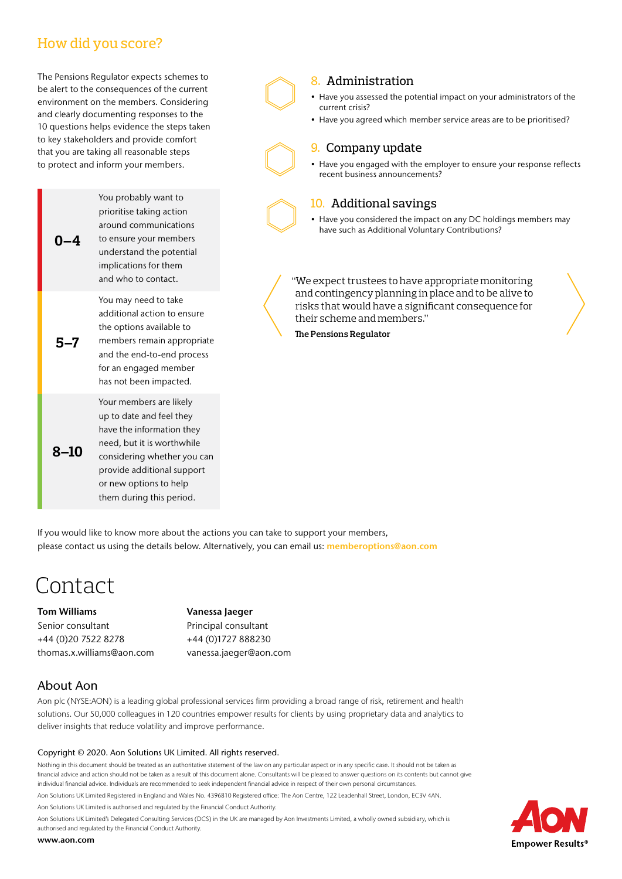## How did you score?

The Pensions Regulator expects schemes to be alert to the consequences of the current environment on the members. Considering and clearly documenting responses to the 10 questions helps evidence the steps taken to key stakeholders and provide comfort that you are taking all reasonable steps to protect and inform your members.

| | |
|---|---|
| **0–4** | You probably want to prioritise taking action around communications to ensure your members understand the potential implications for them and who to contact. |
| **5–7** | You may need to take additional action to ensure the options available to members remain appropriate and the end-to-end process for an engaged member has not been impacted. |
| **8–10** | Your members are likely up to date and feel they have the information they need, but it is worthwhile considering whether you can provide additional support or new options to help them during this period. |

### 8. Administration

- Have you assessed the potential impact on your administrators of the current crisis?
- Have you agreed which member service areas are to be prioritised?

### 9. Company update

- Have you engaged with the employer to ensure your response reflects recent business announcements?

### 10. Additional savings

- Have you considered the impact on any DC holdings members may have such as Additional Voluntary Contributions?

> "We expect trustees to have appropriate monitoring and contingency planning in place and to be alive to risks that would have a significant consequence for their scheme and members."
>
> **The Pensions Regulator**

If you would like to know more about the actions you can take to support your members, please contact us using the details below. Alternatively, you can email us: **memberoptions@aon.com**

# Contact

**Tom Williams**
Senior consultant
+44 (0)20 7522 8278
thomas.x.williams@aon.com

**Vanessa Jaeger**
Principal consultant
+44 (0)1727 888230
vanessa.jaeger@aon.com

## About Aon

Aon plc (NYSE:AON) is a leading global professional services firm providing a broad range of risk, retirement and health solutions. Our 50,000 colleagues in 120 countries empower results for clients by using proprietary data and analytics to deliver insights that reduce volatility and improve performance.

Copyright © 2020. Aon Solutions UK Limited. All rights reserved.

Nothing in this document should be treated as an authoritative statement of the law on any particular aspect or in any specific case. It should not be taken as financial advice and action should not be taken as a result of this document alone. Consultants will be pleased to answer questions on its contents but cannot give individual financial advice. Individuals are recommended to seek independent financial advice in respect of their own personal circumstances.

Aon Solutions UK Limited Registered in England and Wales No. 4396810 Registered office: The Aon Centre, 122 Leadenhall Street, London, EC3V 4AN.

Aon Solutions UK Limited is authorised and regulated by the Financial Conduct Authority.

Aon Solutions UK Limited's Delegated Consulting Services (DCS) in the UK are managed by Aon Investments Limited, a wholly owned subsidiary, which is authorised and regulated by the Financial Conduct Authority.

**www.aon.com**

AON
Empower Results®